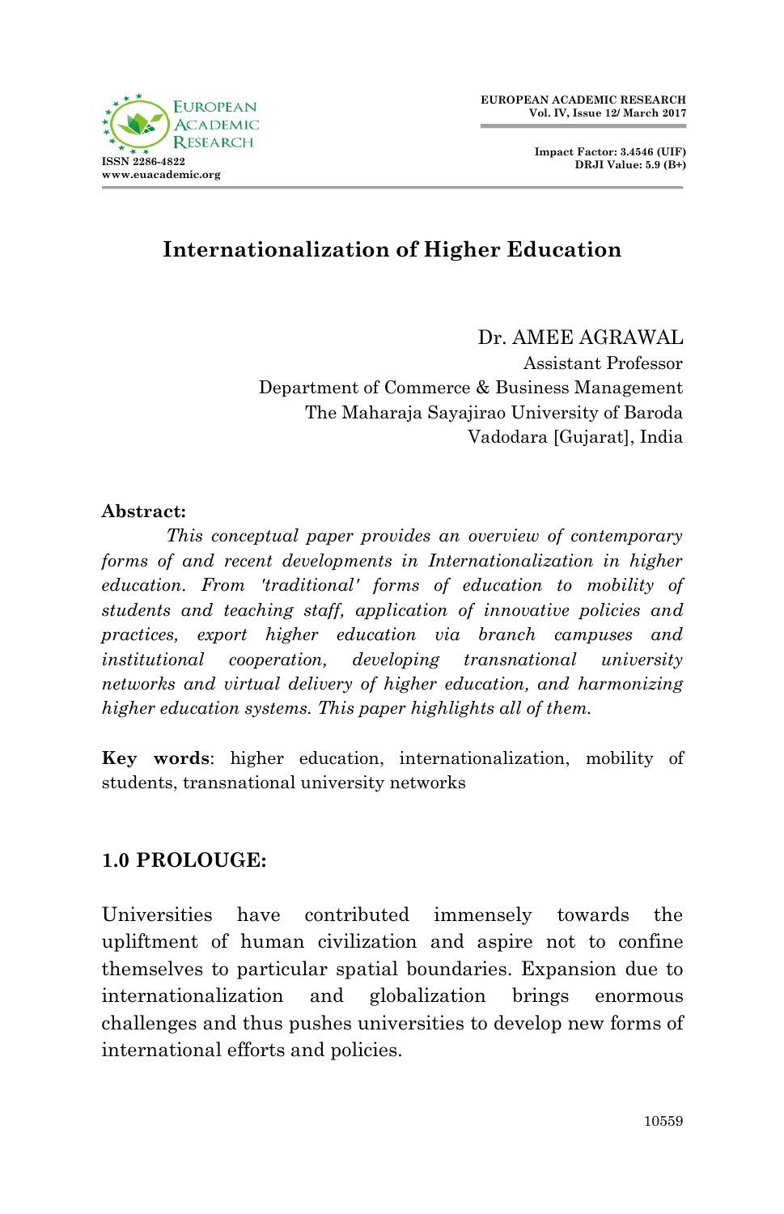# Internationalization of Higher Education

Dr. AMEE AGRAWAL
Assistant Professor
Department of Commerce & Business Management
The Maharaja Sayajirao University of Baroda
Vadodara [Gujarat], India

**Abstract:**

*This conceptual paper provides an overview of contemporary forms of and recent developments in Internationalization in higher education. From 'traditional' forms of education to mobility of students and teaching staff, application of innovative policies and practices, export higher education via branch campuses and institutional cooperation, developing transnational university networks and virtual delivery of higher education, and harmonizing higher education systems. This paper highlights all of them.*

**Key words**: higher education, internationalization, mobility of students, transnational university networks

## 1.0 PROLOUGE:

Universities have contributed immensely towards the upliftment of human civilization and aspire not to confine themselves to particular spatial boundaries. Expansion due to internationalization and globalization brings enormous challenges and thus pushes universities to develop new forms of international efforts and policies.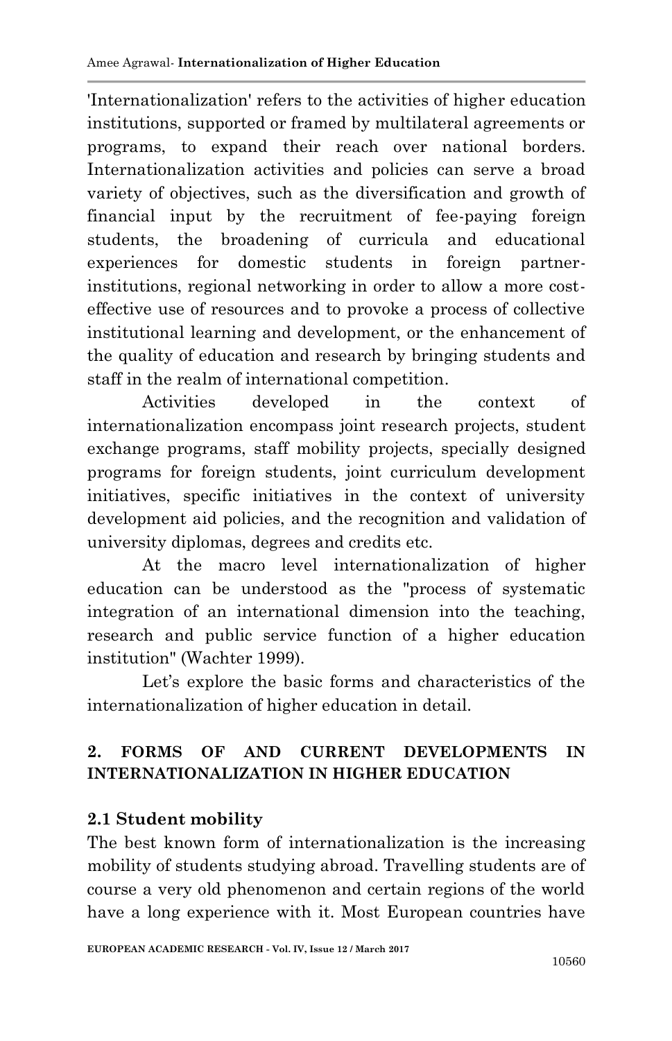'Internationalization' refers to the activities of higher education institutions, supported or framed by multilateral agreements or programs, to expand their reach over national borders. Internationalization activities and policies can serve a broad variety of objectives, such as the diversification and growth of financial input by the recruitment of fee-paying foreign students, the broadening of curricula and educational experiences for domestic students in foreign partner-institutions, regional networking in order to allow a more cost-effective use of resources and to provoke a process of collective institutional learning and development, or the enhancement of the quality of education and research by bringing students and staff in the realm of international competition.

Activities developed in the context of internationalization encompass joint research projects, student exchange programs, staff mobility projects, specially designed programs for foreign students, joint curriculum development initiatives, specific initiatives in the context of university development aid policies, and the recognition and validation of university diplomas, degrees and credits etc.

At the macro level internationalization of higher education can be understood as the "process of systematic integration of an international dimension into the teaching, research and public service function of a higher education institution" (Wachter 1999).

Let's explore the basic forms and characteristics of the internationalization of higher education in detail.

## 2. FORMS OF AND CURRENT DEVELOPMENTS IN INTERNATIONALIZATION IN HIGHER EDUCATION

### 2.1 Student mobility

The best known form of internationalization is the increasing mobility of students studying abroad. Travelling students are of course a very old phenomenon and certain regions of the world have a long experience with it. Most European countries have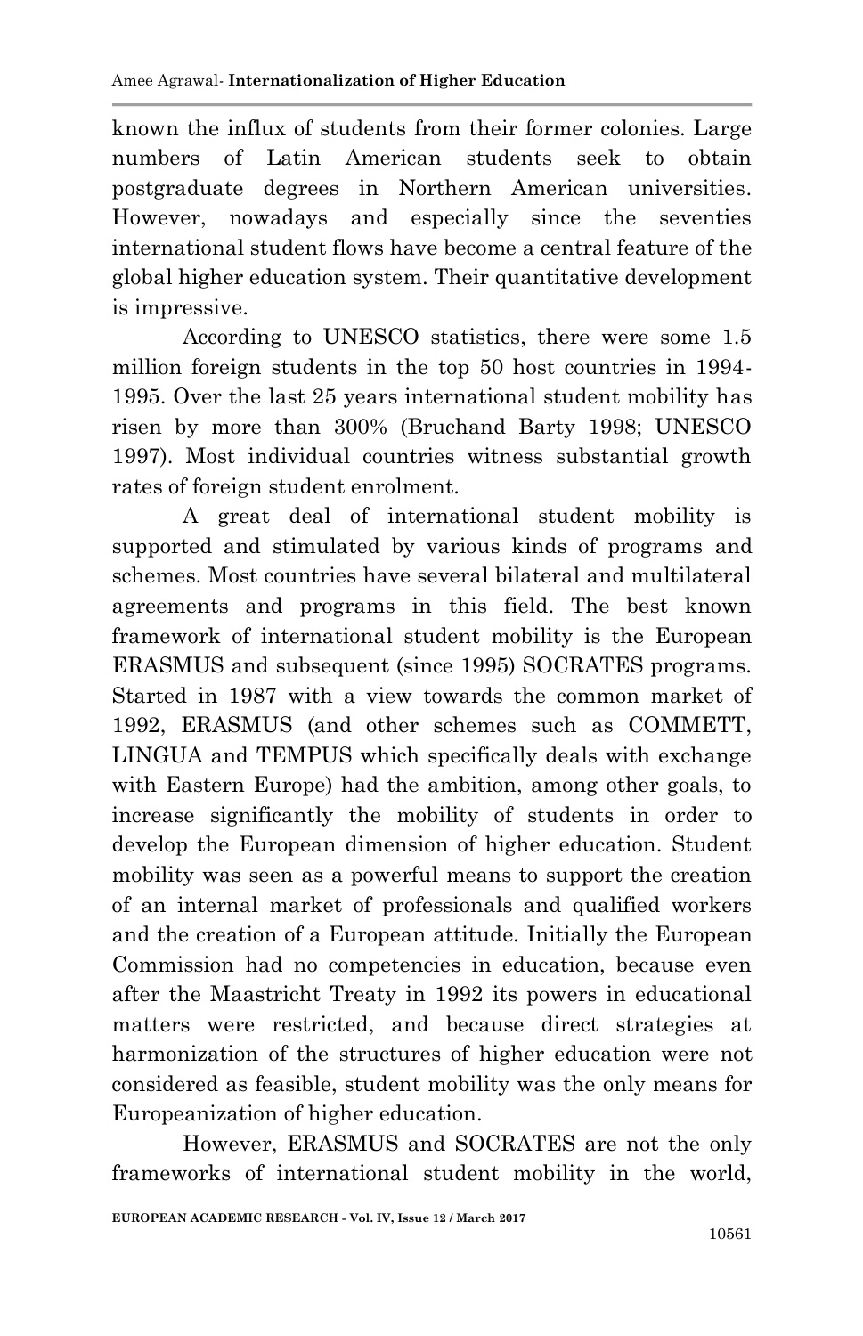known the influx of students from their former colonies. Large numbers of Latin American students seek to obtain postgraduate degrees in Northern American universities. However, nowadays and especially since the seventies international student flows have become a central feature of the global higher education system. Their quantitative development is impressive.

According to UNESCO statistics, there were some 1.5 million foreign students in the top 50 host countries in 1994-1995. Over the last 25 years international student mobility has risen by more than 300% (Bruchand Barty 1998; UNESCO 1997). Most individual countries witness substantial growth rates of foreign student enrolment.

A great deal of international student mobility is supported and stimulated by various kinds of programs and schemes. Most countries have several bilateral and multilateral agreements and programs in this field. The best known framework of international student mobility is the European ERASMUS and subsequent (since 1995) SOCRATES programs. Started in 1987 with a view towards the common market of 1992, ERASMUS (and other schemes such as COMMETT, LINGUA and TEMPUS which specifically deals with exchange with Eastern Europe) had the ambition, among other goals, to increase significantly the mobility of students in order to develop the European dimension of higher education. Student mobility was seen as a powerful means to support the creation of an internal market of professionals and qualified workers and the creation of a European attitude. Initially the European Commission had no competencies in education, because even after the Maastricht Treaty in 1992 its powers in educational matters were restricted, and because direct strategies at harmonization of the structures of higher education were not considered as feasible, student mobility was the only means for Europeanization of higher education.

However, ERASMUS and SOCRATES are not the only frameworks of international student mobility in the world,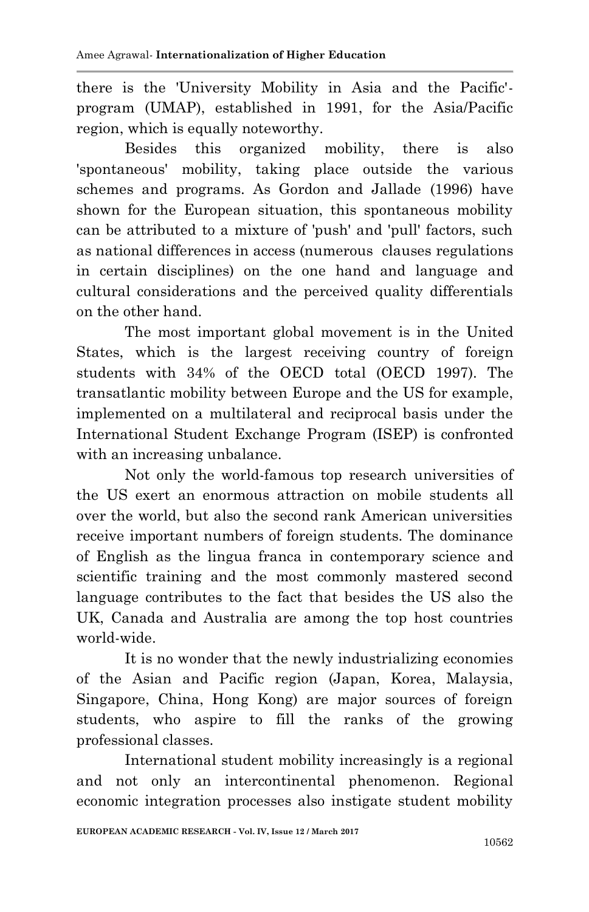there is the 'University Mobility in Asia and the Pacific'-program (UMAP), established in 1991, for the Asia/Pacific region, which is equally noteworthy.

Besides this organized mobility, there is also 'spontaneous' mobility, taking place outside the various schemes and programs. As Gordon and Jallade (1996) have shown for the European situation, this spontaneous mobility can be attributed to a mixture of 'push' and 'pull' factors, such as national differences in access (numerous clauses regulations in certain disciplines) on the one hand and language and cultural considerations and the perceived quality differentials on the other hand.

The most important global movement is in the United States, which is the largest receiving country of foreign students with 34% of the OECD total (OECD 1997). The transatlantic mobility between Europe and the US for example, implemented on a multilateral and reciprocal basis under the International Student Exchange Program (ISEP) is confronted with an increasing unbalance.

Not only the world-famous top research universities of the US exert an enormous attraction on mobile students all over the world, but also the second rank American universities receive important numbers of foreign students. The dominance of English as the lingua franca in contemporary science and scientific training and the most commonly mastered second language contributes to the fact that besides the US also the UK, Canada and Australia are among the top host countries world-wide.

It is no wonder that the newly industrializing economies of the Asian and Pacific region (Japan, Korea, Malaysia, Singapore, China, Hong Kong) are major sources of foreign students, who aspire to fill the ranks of the growing professional classes.

International student mobility increasingly is a regional and not only an intercontinental phenomenon. Regional economic integration processes also instigate student mobility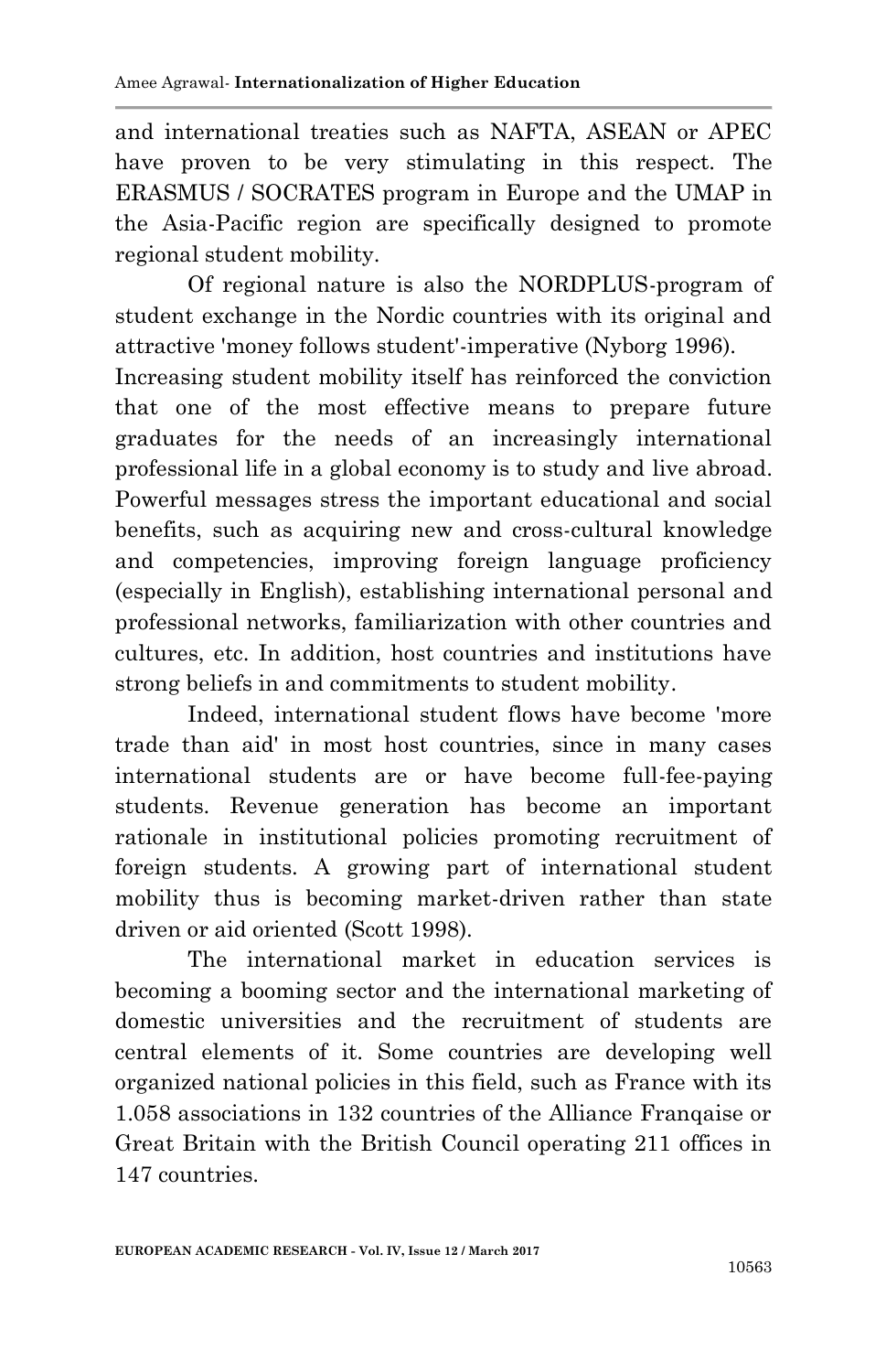and international treaties such as NAFTA, ASEAN or APEC have proven to be very stimulating in this respect. The ERASMUS / SOCRATES program in Europe and the UMAP in the Asia-Pacific region are specifically designed to promote regional student mobility.

Of regional nature is also the NORDPLUS-program of student exchange in the Nordic countries with its original and attractive 'money follows student'-imperative (Nyborg 1996).

Increasing student mobility itself has reinforced the conviction that one of the most effective means to prepare future graduates for the needs of an increasingly international professional life in a global economy is to study and live abroad. Powerful messages stress the important educational and social benefits, such as acquiring new and cross-cultural knowledge and competencies, improving foreign language proficiency (especially in English), establishing international personal and professional networks, familiarization with other countries and cultures, etc. In addition, host countries and institutions have strong beliefs in and commitments to student mobility.

Indeed, international student flows have become 'more trade than aid' in most host countries, since in many cases international students are or have become full-fee-paying students. Revenue generation has become an important rationale in institutional policies promoting recruitment of foreign students. A growing part of international student mobility thus is becoming market-driven rather than state driven or aid oriented (Scott 1998).

The international market in education services is becoming a booming sector and the international marketing of domestic universities and the recruitment of students are central elements of it. Some countries are developing well organized national policies in this field, such as France with its 1.058 associations in 132 countries of the Alliance Franqaise or Great Britain with the British Council operating 211 offices in 147 countries.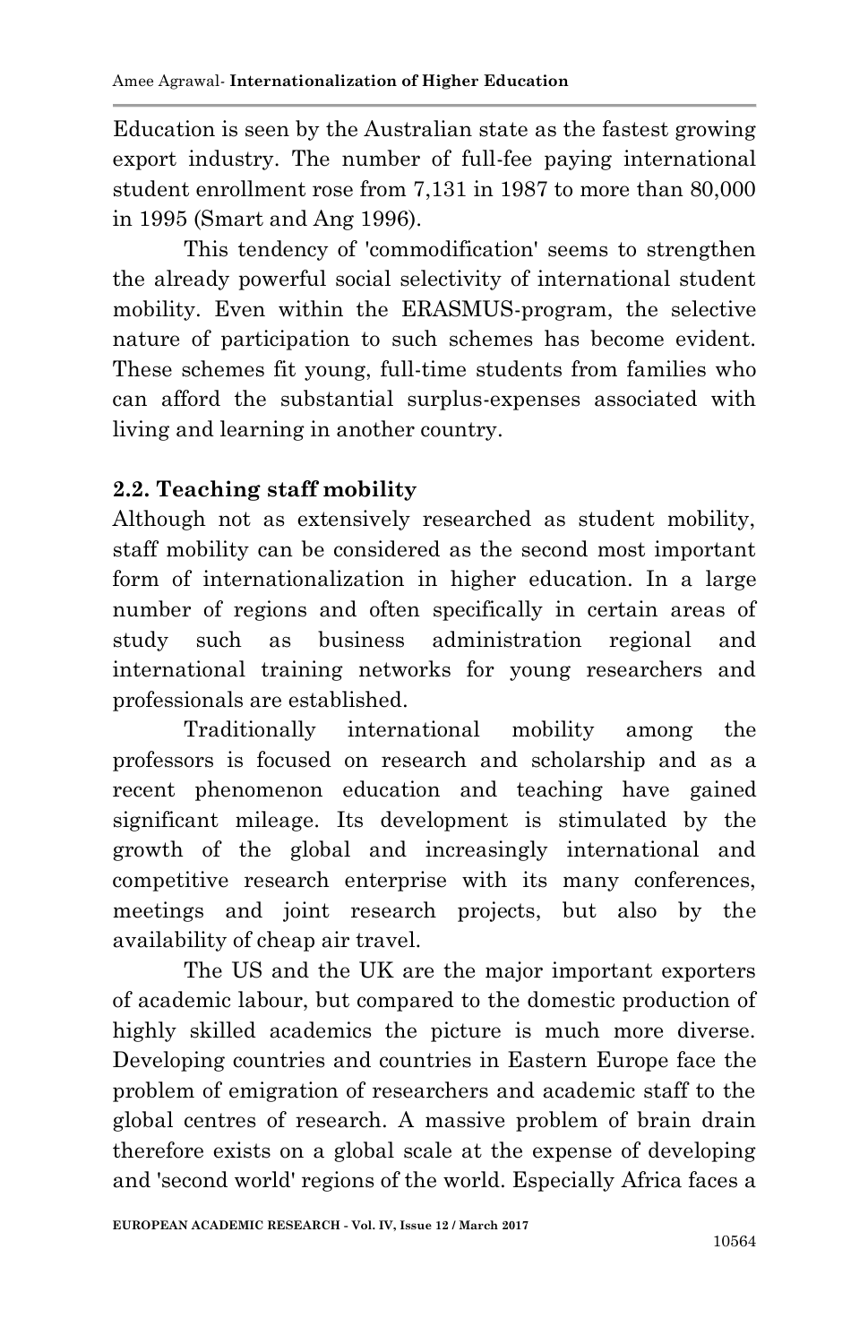Education is seen by the Australian state as the fastest growing export industry. The number of full-fee paying international student enrollment rose from 7,131 in 1987 to more than 80,000 in 1995 (Smart and Ang 1996).

This tendency of 'commodification' seems to strengthen the already powerful social selectivity of international student mobility. Even within the ERASMUS-program, the selective nature of participation to such schemes has become evident. These schemes fit young, full-time students from families who can afford the substantial surplus-expenses associated with living and learning in another country.

## 2.2. Teaching staff mobility

Although not as extensively researched as student mobility, staff mobility can be considered as the second most important form of internationalization in higher education. In a large number of regions and often specifically in certain areas of study such as business administration regional and international training networks for young researchers and professionals are established.

Traditionally international mobility among the professors is focused on research and scholarship and as a recent phenomenon education and teaching have gained significant mileage. Its development is stimulated by the growth of the global and increasingly international and competitive research enterprise with its many conferences, meetings and joint research projects, but also by the availability of cheap air travel.

The US and the UK are the major important exporters of academic labour, but compared to the domestic production of highly skilled academics the picture is much more diverse. Developing countries and countries in Eastern Europe face the problem of emigration of researchers and academic staff to the global centres of research. A massive problem of brain drain therefore exists on a global scale at the expense of developing and 'second world' regions of the world. Especially Africa faces a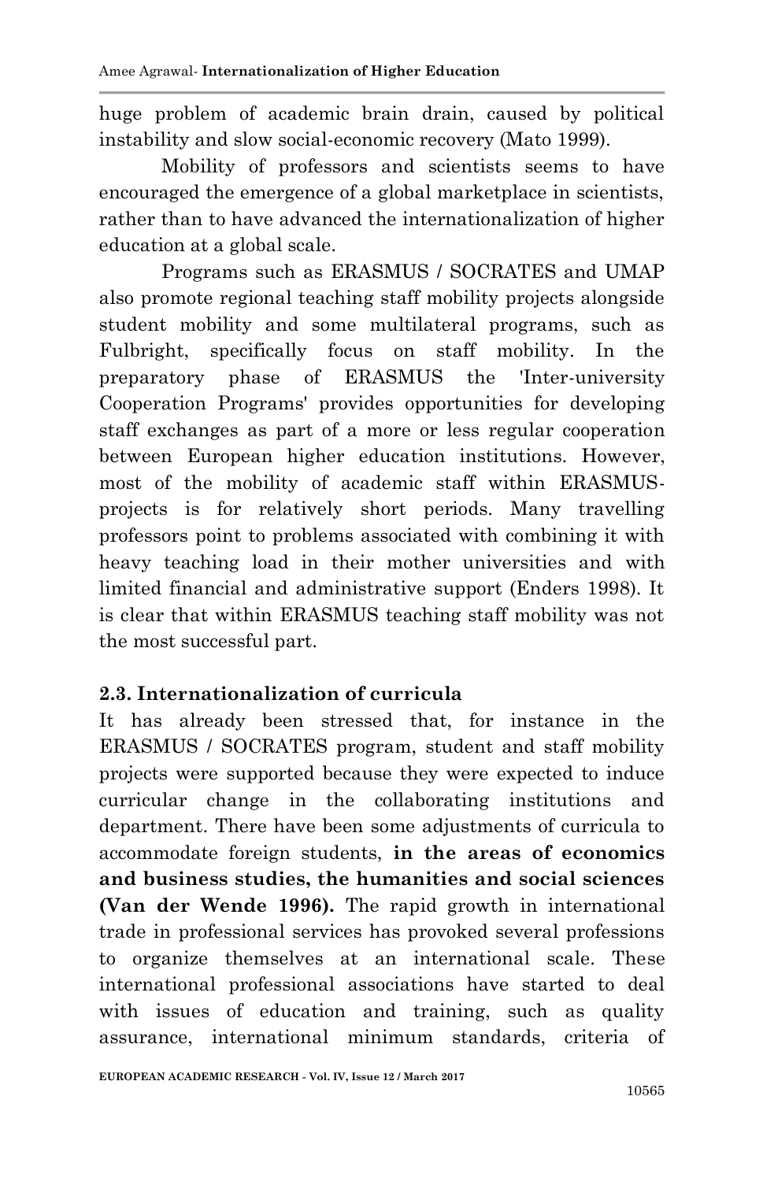huge problem of academic brain drain, caused by political instability and slow social-economic recovery (Mato 1999).

Mobility of professors and scientists seems to have encouraged the emergence of a global marketplace in scientists, rather than to have advanced the internationalization of higher education at a global scale.

Programs such as ERASMUS / SOCRATES and UMAP also promote regional teaching staff mobility projects alongside student mobility and some multilateral programs, such as Fulbright, specifically focus on staff mobility. In the preparatory phase of ERASMUS the 'Inter-university Cooperation Programs' provides opportunities for developing staff exchanges as part of a more or less regular cooperation between European higher education institutions. However, most of the mobility of academic staff within ERASMUS-projects is for relatively short periods. Many travelling professors point to problems associated with combining it with heavy teaching load in their mother universities and with limited financial and administrative support (Enders 1998). It is clear that within ERASMUS teaching staff mobility was not the most successful part.

### 2.3. Internationalization of curricula

It has already been stressed that, for instance in the ERASMUS / SOCRATES program, student and staff mobility projects were supported because they were expected to induce curricular change in the collaborating institutions and department. There have been some adjustments of curricula to accommodate foreign students, **in the areas of economics and business studies, the humanities and social sciences (Van der Wende 1996).** The rapid growth in international trade in professional services has provoked several professions to organize themselves at an international scale. These international professional associations have started to deal with issues of education and training, such as quality assurance, international minimum standards, criteria of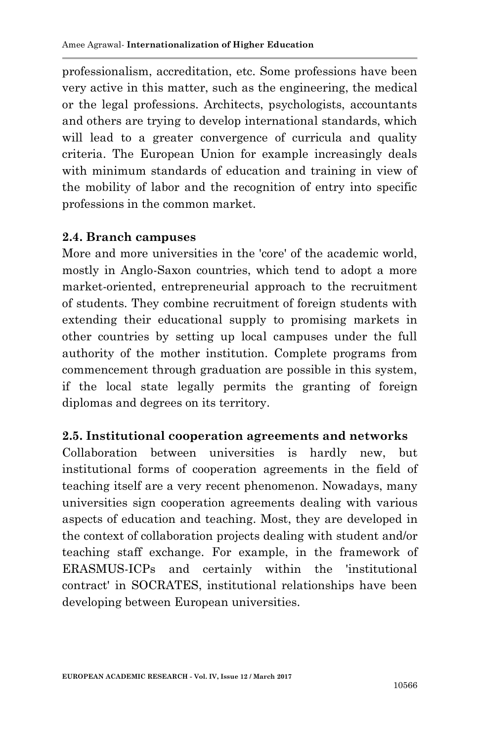professionalism, accreditation, etc. Some professions have been very active in this matter, such as the engineering, the medical or the legal professions. Architects, psychologists, accountants and others are trying to develop international standards, which will lead to a greater convergence of curricula and quality criteria. The European Union for example increasingly deals with minimum standards of education and training in view of the mobility of labor and the recognition of entry into specific professions in the common market.

### 2.4. Branch campuses

More and more universities in the 'core' of the academic world, mostly in Anglo-Saxon countries, which tend to adopt a more market-oriented, entrepreneurial approach to the recruitment of students. They combine recruitment of foreign students with extending their educational supply to promising markets in other countries by setting up local campuses under the full authority of the mother institution. Complete programs from commencement through graduation are possible in this system, if the local state legally permits the granting of foreign diplomas and degrees on its territory.

### 2.5. Institutional cooperation agreements and networks

Collaboration between universities is hardly new, but institutional forms of cooperation agreements in the field of teaching itself are a very recent phenomenon. Nowadays, many universities sign cooperation agreements dealing with various aspects of education and teaching. Most, they are developed in the context of collaboration projects dealing with student and/or teaching staff exchange. For example, in the framework of ERASMUS-ICPs and certainly within the 'institutional contract' in SOCRATES, institutional relationships have been developing between European universities.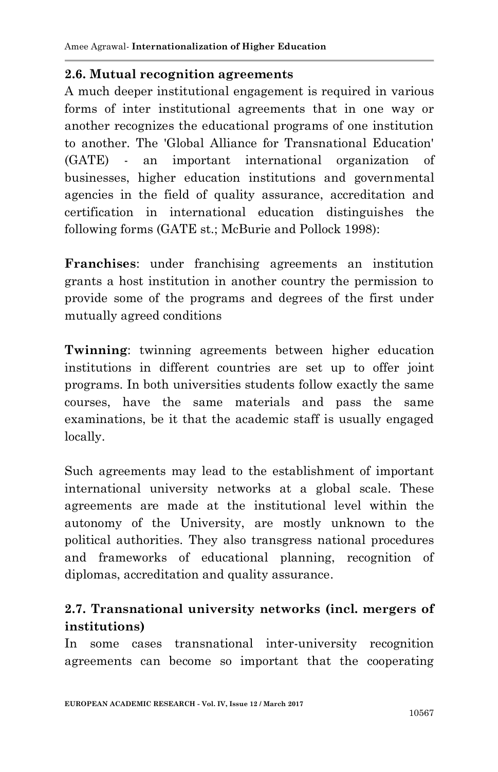### 2.6. Mutual recognition agreements

A much deeper institutional engagement is required in various forms of inter institutional agreements that in one way or another recognizes the educational programs of one institution to another. The 'Global Alliance for Transnational Education' (GATE) - an important international organization of businesses, higher education institutions and governmental agencies in the field of quality assurance, accreditation and certification in international education distinguishes the following forms (GATE st.; McBurie and Pollock 1998):

**Franchises**: under franchising agreements an institution grants a host institution in another country the permission to provide some of the programs and degrees of the first under mutually agreed conditions

**Twinning**: twinning agreements between higher education institutions in different countries are set up to offer joint programs. In both universities students follow exactly the same courses, have the same materials and pass the same examinations, be it that the academic staff is usually engaged locally.

Such agreements may lead to the establishment of important international university networks at a global scale. These agreements are made at the institutional level within the autonomy of the University, are mostly unknown to the political authorities. They also transgress national procedures and frameworks of educational planning, recognition of diplomas, accreditation and quality assurance.

### 2.7. Transnational university networks (incl. mergers of institutions)

In some cases transnational inter-university recognition agreements can become so important that the cooperating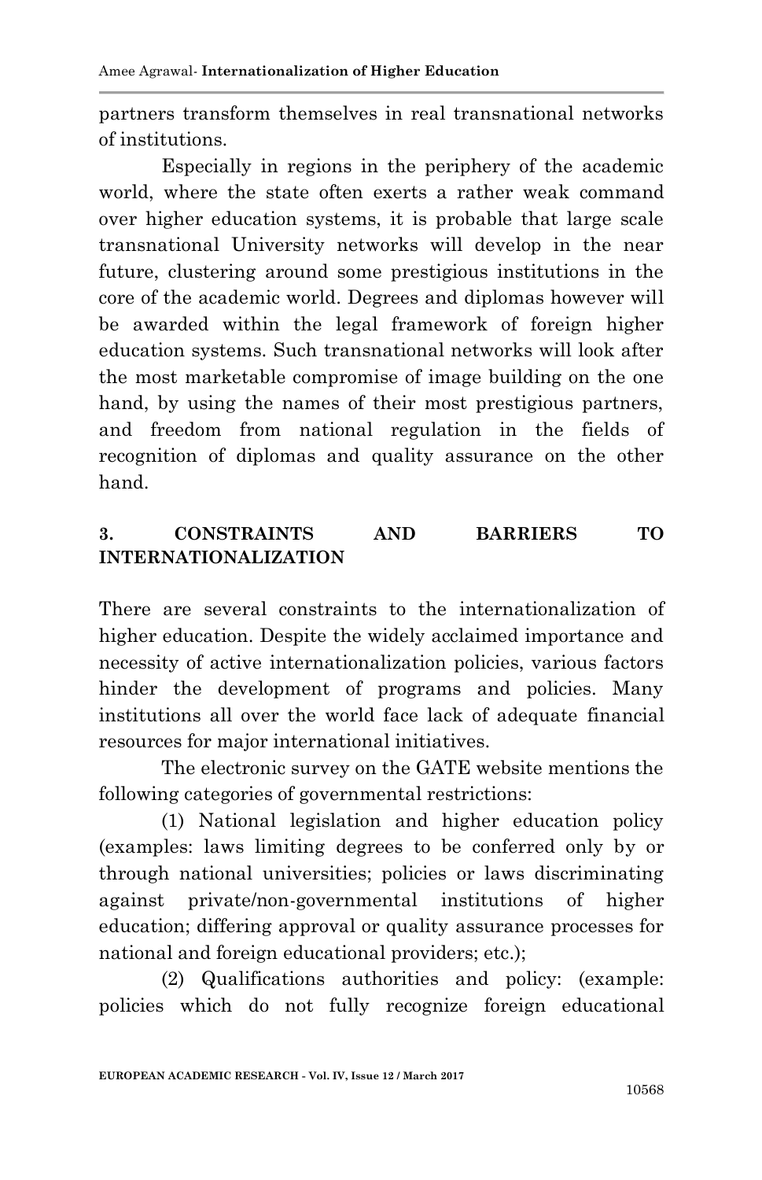partners transform themselves in real transnational networks of institutions.

Especially in regions in the periphery of the academic world, where the state often exerts a rather weak command over higher education systems, it is probable that large scale transnational University networks will develop in the near future, clustering around some prestigious institutions in the core of the academic world. Degrees and diplomas however will be awarded within the legal framework of foreign higher education systems. Such transnational networks will look after the most marketable compromise of image building on the one hand, by using the names of their most prestigious partners, and freedom from national regulation in the fields of recognition of diplomas and quality assurance on the other hand.

## 3. CONSTRAINTS AND BARRIERS TO INTERNATIONALIZATION

There are several constraints to the internationalization of higher education. Despite the widely acclaimed importance and necessity of active internationalization policies, various factors hinder the development of programs and policies. Many institutions all over the world face lack of adequate financial resources for major international initiatives.

The electronic survey on the GATE website mentions the following categories of governmental restrictions:

(1) National legislation and higher education policy (examples: laws limiting degrees to be conferred only by or through national universities; policies or laws discriminating against private/non-governmental institutions of higher education; differing approval or quality assurance processes for national and foreign educational providers; etc.);

(2) Qualifications authorities and policy: (example: policies which do not fully recognize foreign educational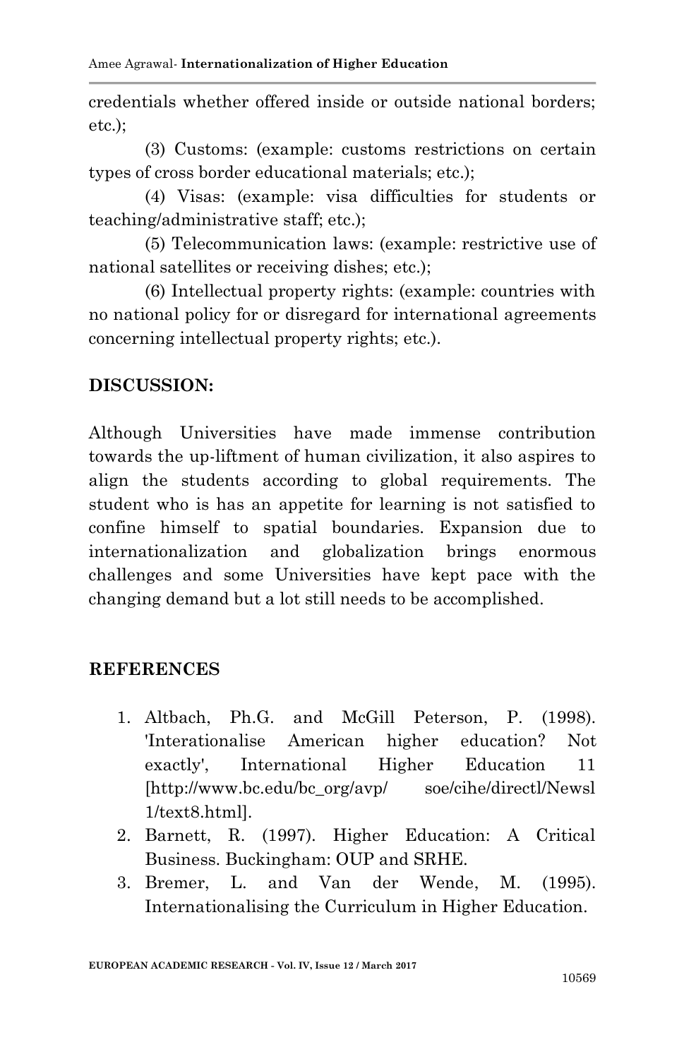credentials whether offered inside or outside national borders; etc.);

(3) Customs: (example: customs restrictions on certain types of cross border educational materials; etc.);

(4) Visas: (example: visa difficulties for students or teaching/administrative staff; etc.);

(5) Telecommunication laws: (example: restrictive use of national satellites or receiving dishes; etc.);

(6) Intellectual property rights: (example: countries with no national policy for or disregard for international agreements concerning intellectual property rights; etc.).

## DISCUSSION:

Although Universities have made immense contribution towards the up-liftment of human civilization, it also aspires to align the students according to global requirements. The student who is has an appetite for learning is not satisfied to confine himself to spatial boundaries. Expansion due to internationalization and globalization brings enormous challenges and some Universities have kept pace with the changing demand but a lot still needs to be accomplished.

## REFERENCES

1. Altbach, Ph.G. and McGill Peterson, P. (1998). 'Interationalise American higher education? Not exactly', International Higher Education 11 [http://www.bc.edu/bc_org/avp/ soe/cihe/directl/Newsl 1/text8.html].
2. Barnett, R. (1997). Higher Education: A Critical Business. Buckingham: OUP and SRHE.
3. Bremer, L. and Van der Wende, M. (1995). Internationalising the Curriculum in Higher Education.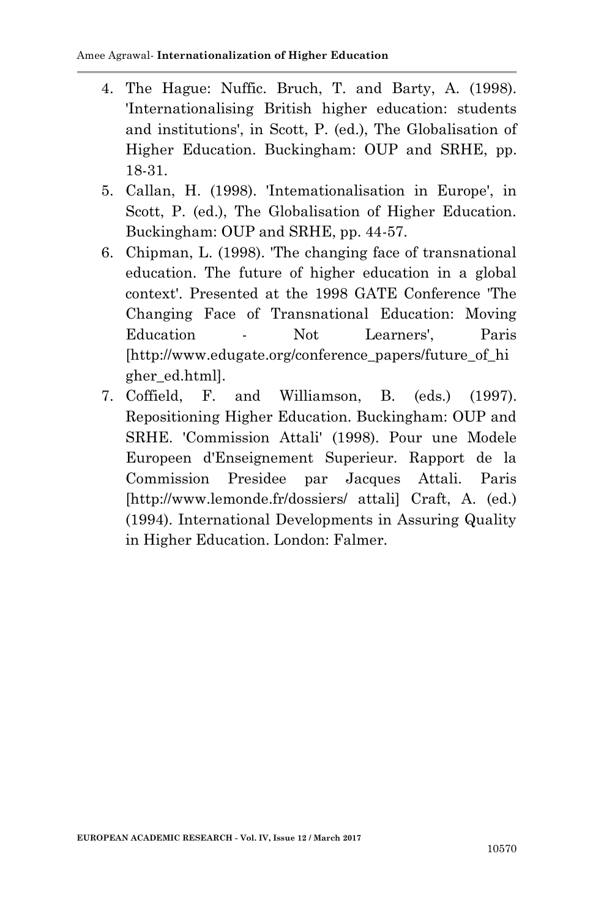4. The Hague: Nuffic. Bruch, T. and Barty, A. (1998). 'Internationalising British higher education: students and institutions', in Scott, P. (ed.), The Globalisation of Higher Education. Buckingham: OUP and SRHE, pp. 18-31.
5. Callan, H. (1998). 'Intemationalisation in Europe', in Scott, P. (ed.), The Globalisation of Higher Education. Buckingham: OUP and SRHE, pp. 44-57.
6. Chipman, L. (1998). 'The changing face of transnational education. The future of higher education in a global context'. Presented at the 1998 GATE Conference 'The Changing Face of Transnational Education: Moving Education - Not Learners', Paris [http://www.edugate.org/conference_papers/future_of_higher_ed.html].
7. Coffield, F. and Williamson, B. (eds.) (1997). Repositioning Higher Education. Buckingham: OUP and SRHE. 'Commission Attali' (1998). Pour une Modele Europeen d'Enseignement Superieur. Rapport de la Commission Presidee par Jacques Attali. Paris [http://www.lemonde.fr/dossiers/ attali] Craft, A. (ed.) (1994). International Developments in Assuring Quality in Higher Education. London: Falmer.